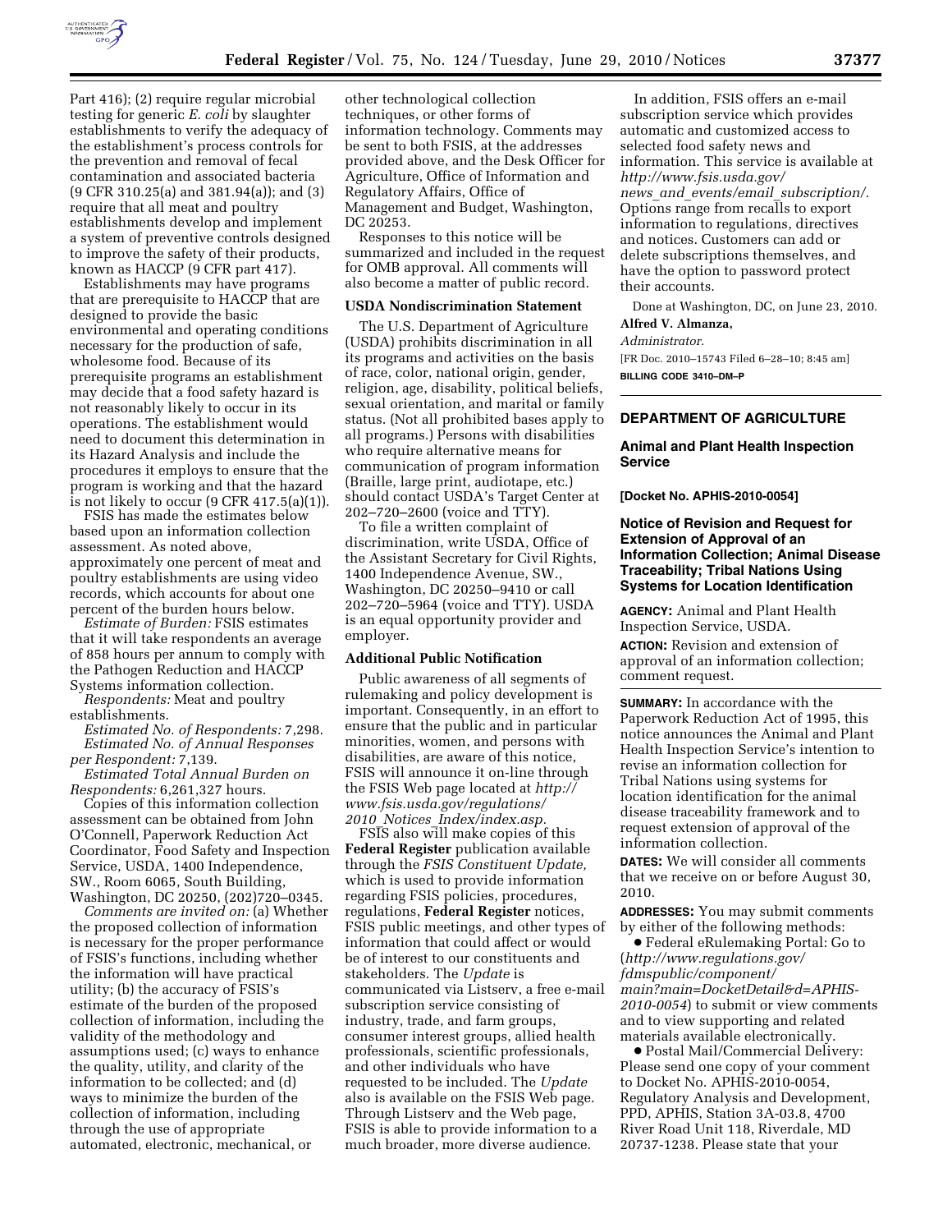Part 416); (2) require regular microbial testing for generic *E. coli* by slaughter establishments to verify the adequacy of the establishment's process controls for the prevention and removal of fecal contamination and associated bacteria (9 CFR 310.25(a) and 381.94(a)); and (3) require that all meat and poultry establishments develop and implement a system of preventive controls designed to improve the safety of their products, known as HACCP (9 CFR part 417).

Establishments may have programs that are prerequisite to HACCP that are designed to provide the basic environmental and operating conditions necessary for the production of safe, wholesome food. Because of its prerequisite programs an establishment may decide that a food safety hazard is not reasonably likely to occur in its operations. The establishment would need to document this determination in its Hazard Analysis and include the procedures it employs to ensure that the program is working and that the hazard is not likely to occur (9 CFR 417.5(a)(1)).

FSIS has made the estimates below based upon an information collection assessment. As noted above, approximately one percent of meat and poultry establishments are using video records, which accounts for about one percent of the burden hours below.

*Estimate of Burden:* FSIS estimates that it will take respondents an average of 858 hours per annum to comply with the Pathogen Reduction and HACCP Systems information collection.

*Respondents:* Meat and poultry establishments.

*Estimated No. of Respondents:* 7,298.

*Estimated No. of Annual Responses per Respondent:* 7,139.

*Estimated Total Annual Burden on Respondents:* 6,261,327 hours.

Copies of this information collection assessment can be obtained from John O'Connell, Paperwork Reduction Act Coordinator, Food Safety and Inspection Service, USDA, 1400 Independence, SW., Room 6065, South Building, Washington, DC 20250, (202)720–0345.

*Comments are invited on:* (a) Whether the proposed collection of information is necessary for the proper performance of FSIS's functions, including whether the information will have practical utility; (b) the accuracy of FSIS's estimate of the burden of the proposed collection of information, including the validity of the methodology and assumptions used; (c) ways to enhance the quality, utility, and clarity of the information to be collected; and (d) ways to minimize the burden of the collection of information, including through the use of appropriate automated, electronic, mechanical, or other technological collection techniques, or other forms of information technology. Comments may be sent to both FSIS, at the addresses provided above, and the Desk Officer for Agriculture, Office of Information and Regulatory Affairs, Office of Management and Budget, Washington, DC 20253.

Responses to this notice will be summarized and included in the request for OMB approval. All comments will also become a matter of public record.

**USDA Nondiscrimination Statement**

The U.S. Department of Agriculture (USDA) prohibits discrimination in all its programs and activities on the basis of race, color, national origin, gender, religion, age, disability, political beliefs, sexual orientation, and marital or family status. (Not all prohibited bases apply to all programs.) Persons with disabilities who require alternative means for communication of program information (Braille, large print, audiotape, etc.) should contact USDA's Target Center at 202–720–2600 (voice and TTY).

To file a written complaint of discrimination, write USDA, Office of the Assistant Secretary for Civil Rights, 1400 Independence Avenue, SW., Washington, DC 20250–9410 or call 202–720–5964 (voice and TTY). USDA is an equal opportunity provider and employer.

**Additional Public Notification**

Public awareness of all segments of rulemaking and policy development is important. Consequently, in an effort to ensure that the public and in particular minorities, women, and persons with disabilities, are aware of this notice, FSIS will announce it on-line through the FSIS Web page located at *http://www.fsis.usda.gov/regulations/2010_Notices_Index/index.asp.*

FSIS also will make copies of this **Federal Register** publication available through the *FSIS Constituent Update,* which is used to provide information regarding FSIS policies, procedures, regulations, **Federal Register** notices, FSIS public meetings, and other types of information that could affect or would be of interest to our constituents and stakeholders. The *Update* is communicated via Listserv, a free e-mail subscription service consisting of industry, trade, and farm groups, consumer interest groups, allied health professionals, scientific professionals, and other individuals who have requested to be included. The *Update* also is available on the FSIS Web page. Through Listserv and the Web page, FSIS is able to provide information to a much broader, more diverse audience.

In addition, FSIS offers an e-mail subscription service which provides automatic and customized access to selected food safety news and information. This service is available at *http://www.fsis.usda.gov/news_and_events/email_subscription/.* Options range from recalls to export information to regulations, directives and notices. Customers can add or delete subscriptions themselves, and have the option to password protect their accounts.

Done at Washington, DC, on June 23, 2010.

**Alfred V. Almanza,**

*Administrator.*

[FR Doc. 2010–15743 Filed 6–28–10; 8:45 am]

**BILLING CODE 3410–DM–P**

## DEPARTMENT OF AGRICULTURE

### Animal and Plant Health Inspection Service

**[Docket No. APHIS-2010-0054]**

### Notice of Revision and Request for Extension of Approval of an Information Collection; Animal Disease Traceability; Tribal Nations Using Systems for Location Identification

**AGENCY:** Animal and Plant Health Inspection Service, USDA.

**ACTION:** Revision and extension of approval of an information collection; comment request.

**SUMMARY:** In accordance with the Paperwork Reduction Act of 1995, this notice announces the Animal and Plant Health Inspection Service's intention to revise an information collection for Tribal Nations using systems for location identification for the animal disease traceability framework and to request extension of approval of the information collection.

**DATES:** We will consider all comments that we receive on or before August 30, 2010.

**ADDRESSES:** You may submit comments by either of the following methods:

- Federal eRulemaking Portal: Go to (*http://www.regulations.gov/fdmspublic/component/main?main=DocketDetail&d=APHIS-2010-0054*) to submit or view comments and to view supporting and related materials available electronically.
- Postal Mail/Commercial Delivery: Please send one copy of your comment to Docket No. APHIS-2010-0054, Regulatory Analysis and Development, PPD, APHIS, Station 3A-03.8, 4700 River Road Unit 118, Riverdale, MD 20737-1238. Please state that your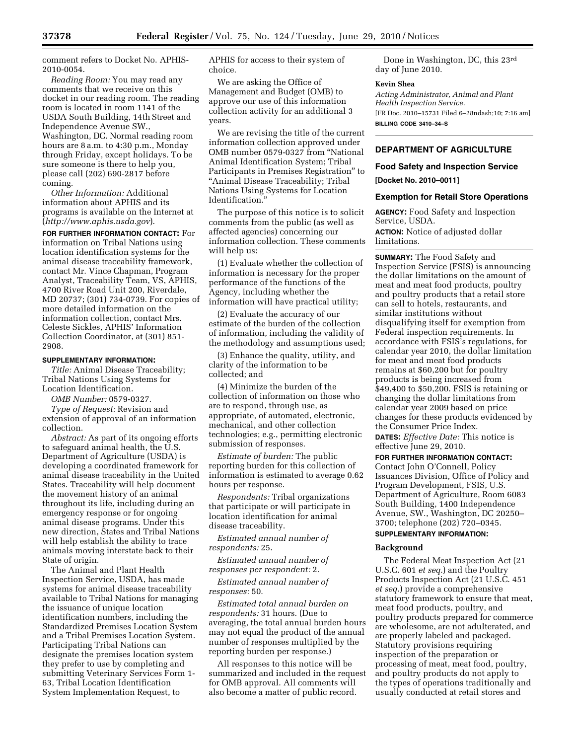comment refers to Docket No. APHIS-2010-0054.

*Reading Room:* You may read any comments that we receive on this docket in our reading room. The reading room is located in room 1141 of the USDA South Building, 14th Street and Independence Avenue SW., Washington, DC. Normal reading room hours are 8 a.m. to 4:30 p.m., Monday through Friday, except holidays. To be sure someone is there to help you, please call (202) 690-2817 before coming.

*Other Information:* Additional information about APHIS and its programs is available on the Internet at (*http://www.aphis.usda.gov*).

**FOR FURTHER INFORMATION CONTACT:** For information on Tribal Nations using location identification systems for the animal disease traceability framework, contact Mr. Vince Chapman, Program Analyst, Traceability Team, VS, APHIS, 4700 River Road Unit 200, Riverdale, MD 20737; (301) 734-0739. For copies of more detailed information on the information collection, contact Mrs. Celeste Sickles, APHIS' Information Collection Coordinator, at (301) 851-2908.

**SUPPLEMENTARY INFORMATION:**

*Title:* Animal Disease Traceability; Tribal Nations Using Systems for Location Identification.

*OMB Number:* 0579-0327.

*Type of Request:* Revision and extension of approval of an information collection.

*Abstract:* As part of its ongoing efforts to safeguard animal health, the U.S. Department of Agriculture (USDA) is developing a coordinated framework for animal disease traceability in the United States. Traceability will help document the movement history of an animal throughout its life, including during an emergency response or for ongoing animal disease programs. Under this new direction, States and Tribal Nations will help establish the ability to trace animals moving interstate back to their State of origin.

The Animal and Plant Health Inspection Service, USDA, has made systems for animal disease traceability available to Tribal Nations for managing the issuance of unique location identification numbers, including the Standardized Premises Location System and a Tribal Premises Location System. Participating Tribal Nations can designate the premises location system they prefer to use by completing and submitting Veterinary Services Form 1-63, Tribal Location Identification System Implementation Request, to APHIS for access to their system of choice.

We are asking the Office of Management and Budget (OMB) to approve our use of this information collection activity for an additional 3 years.

We are revising the title of the current information collection approved under OMB number 0579-0327 from "National Animal Identification System; Tribal Participants in Premises Registration" to "Animal Disease Traceability; Tribal Nations Using Systems for Location Identification."

The purpose of this notice is to solicit comments from the public (as well as affected agencies) concerning our information collection. These comments will help us:

(1) Evaluate whether the collection of information is necessary for the proper performance of the functions of the Agency, including whether the information will have practical utility;

(2) Evaluate the accuracy of our estimate of the burden of the collection of information, including the validity of the methodology and assumptions used;

(3) Enhance the quality, utility, and clarity of the information to be collected; and

(4) Minimize the burden of the collection of information on those who are to respond, through use, as appropriate, of automated, electronic, mechanical, and other collection technologies; e.g., permitting electronic submission of responses.

*Estimate of burden:* The public reporting burden for this collection of information is estimated to average 0.62 hours per response.

*Respondents:* Tribal organizations that participate or will participate in location identification for animal disease traceability.

*Estimated annual number of respondents:* 25.

*Estimated annual number of responses per respondent:* 2.

*Estimated annual number of responses:* 50.

*Estimated total annual burden on respondents:* 31 hours. (Due to averaging, the total annual burden hours may not equal the product of the annual number of responses multiplied by the reporting burden per response.)

All responses to this notice will be summarized and included in the request for OMB approval. All comments will also become a matter of public record.

Done in Washington, DC, this 23rd day of June 2010.

**Kevin Shea**

*Acting Administrator, Animal and Plant Health Inspection Service.*

[FR Doc. 2010–15731 Filed 6–28ndash;10; 7:16 am]

**BILLING CODE 3410–34–S**

## DEPARTMENT OF AGRICULTURE

### Food Safety and Inspection Service

**[Docket No. 2010–0011]**

### Exemption for Retail Store Operations

**AGENCY:** Food Safety and Inspection Service, USDA.

**ACTION:** Notice of adjusted dollar limitations.

**SUMMARY:** The Food Safety and Inspection Service (FSIS) is announcing the dollar limitations on the amount of meat and meat food products, poultry and poultry products that a retail store can sell to hotels, restaurants, and similar institutions without disqualifying itself for exemption from Federal inspection requirements. In accordance with FSIS's regulations, for calendar year 2010, the dollar limitation for meat and meat food products remains at $60,200 but for poultry products is being increased from $49,400 to $50,200. FSIS is retaining or changing the dollar limitations from calendar year 2009 based on price changes for these products evidenced by the Consumer Price Index.

**DATES:** *Effective Date:* This notice is effective June 29, 2010.

**FOR FURTHER INFORMATION CONTACT:** Contact John O'Connell, Policy Issuances Division, Office of Policy and Program Development, FSIS, U.S. Department of Agriculture, Room 6083 South Building, 1400 Independence Avenue, SW., Washington, DC 20250–3700; telephone (202) 720–0345.

**SUPPLEMENTARY INFORMATION:**

**Background**

The Federal Meat Inspection Act (21 U.S.C. 601 *et seq.*) and the Poultry Products Inspection Act (21 U.S.C. 451 *et seq.*) provide a comprehensive statutory framework to ensure that meat, meat food products, poultry, and poultry products prepared for commerce are wholesome, are not adulterated, and are properly labeled and packaged. Statutory provisions requiring inspection of the preparation or processing of meat, meat food, poultry, and poultry products do not apply to the types of operations traditionally and usually conducted at retail stores and